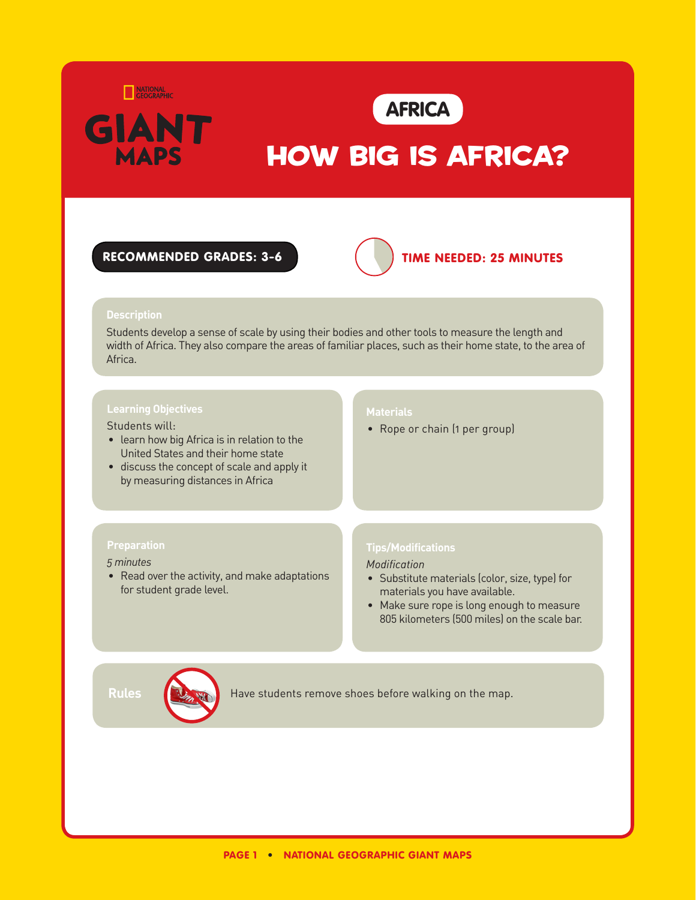NATIONAL GEOGRAPHIC

GIANT MAPS

AFRICA

# HOW BIG IS AFRICA?

**RECOMMENDED GRADES: 3-6**

**TIME NEEDED: 25 MINUTES**

## Description

Students develop a sense of scale by using their bodies and other tools to measure the length and width of Africa. They also compare the areas of familiar places, such as their home state, to the area of Africa.

## Learning Objectives

Students will:

- learn how big Africa is in relation to the United States and their home state
- discuss the concept of scale and apply it by measuring distances in Africa

## Materials

- Rope or chain (1 per group)

## Preparation

*5 minutes*

- Read over the activity, and make adaptations for student grade level.

## Tips/Modifications

*Modification*

- Substitute materials (color, size, type) for materials you have available.
- Make sure rope is long enough to measure 805 kilometers (500 miles) on the scale bar.

## Rules

Have students remove shoes before walking on the map.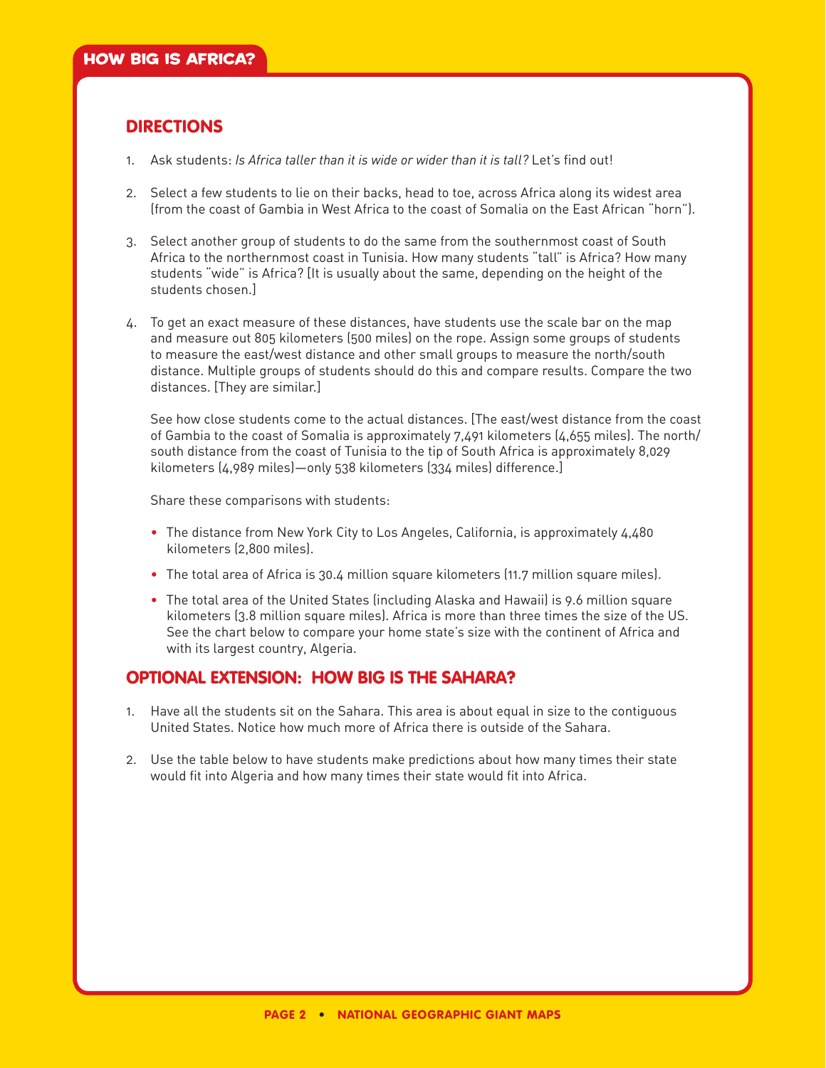## HOW BIG IS AFRICA?

### DIRECTIONS

1. Ask students: *Is Africa taller than it is wide or wider than it is tall?* Let's find out!
2. Select a few students to lie on their backs, head to toe, across Africa along its widest area (from the coast of Gambia in West Africa to the coast of Somalia on the East African "horn").
3. Select another group of students to do the same from the southernmost coast of South Africa to the northernmost coast in Tunisia. How many students "tall" is Africa? How many students "wide" is Africa? [It is usually about the same, depending on the height of the students chosen.]
4. To get an exact measure of these distances, have students use the scale bar on the map and measure out 805 kilometers (500 miles) on the rope. Assign some groups of students to measure the east/west distance and other small groups to measure the north/south distance. Multiple groups of students should do this and compare results. Compare the two distances. [They are similar.]

   See how close students come to the actual distances. [The east/west distance from the coast of Gambia to the coast of Somalia is approximately 7,491 kilometers (4,655 miles). The north/south distance from the coast of Tunisia to the tip of South Africa is approximately 8,029 kilometers (4,989 miles)—only 538 kilometers (334 miles) difference.]

   Share these comparisons with students:

   - The distance from New York City to Los Angeles, California, is approximately 4,480 kilometers (2,800 miles).
   - The total area of Africa is 30.4 million square kilometers (11.7 million square miles).
   - The total area of the United States (including Alaska and Hawaii) is 9.6 million square kilometers (3.8 million square miles). Africa is more than three times the size of the US. See the chart below to compare your home state's size with the continent of Africa and with its largest country, Algeria.

### OPTIONAL EXTENSION: HOW BIG IS THE SAHARA?

1. Have all the students sit on the Sahara. This area is about equal in size to the contiguous United States. Notice how much more of Africa there is outside of the Sahara.
2. Use the table below to have students make predictions about how many times their state would fit into Algeria and how many times their state would fit into Africa.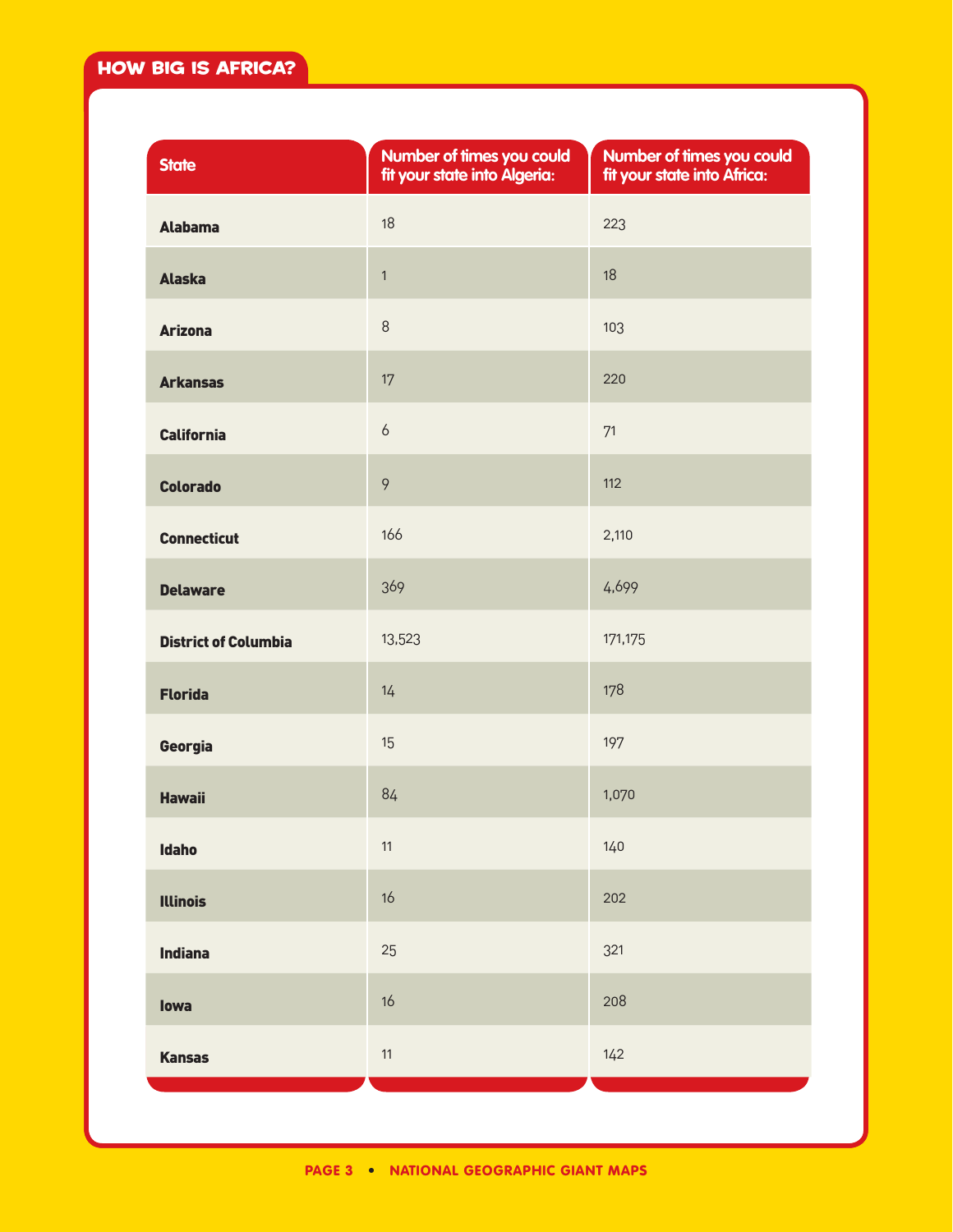## HOW BIG IS AFRICA?

| State | Number of times you could fit your state into Algeria: | Number of times you could fit your state into Africa: |
|---|---|---|
| Alabama | 18 | 223 |
| Alaska | 1 | 18 |
| Arizona | 8 | 103 |
| Arkansas | 17 | 220 |
| California | 6 | 71 |
| Colorado | 9 | 112 |
| Connecticut | 166 | 2,110 |
| Delaware | 369 | 4,699 |
| District of Columbia | 13,523 | 171,175 |
| Florida | 14 | 178 |
| Georgia | 15 | 197 |
| Hawaii | 84 | 1,070 |
| Idaho | 11 | 140 |
| Illinois | 16 | 202 |
| Indiana | 25 | 321 |
| Iowa | 16 | 208 |
| Kansas | 11 | 142 |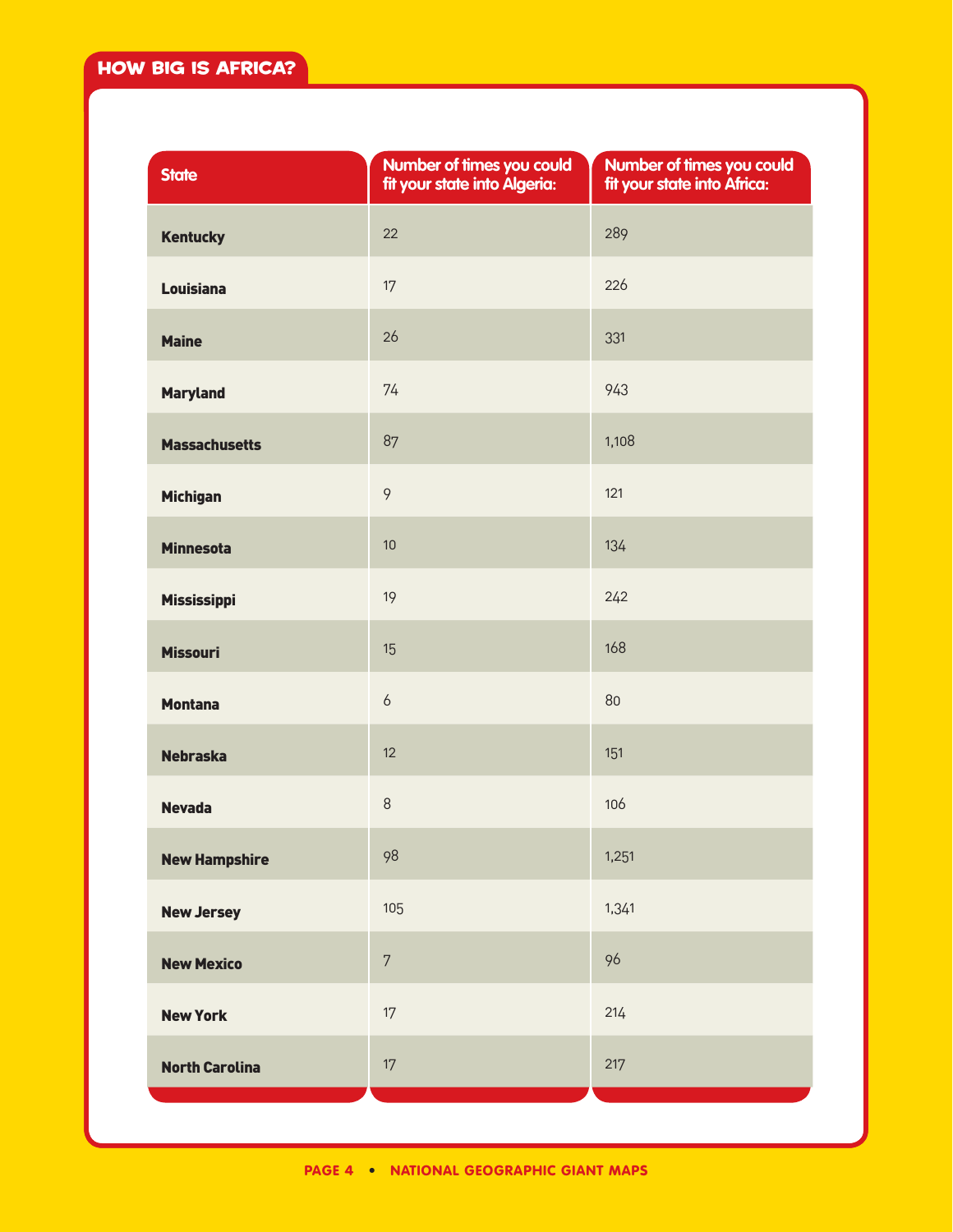## HOW BIG IS AFRICA?

| State | Number of times you could fit your state into Algeria: | Number of times you could fit your state into Africa: |
|---|---|---|
| Kentucky | 22 | 289 |
| Louisiana | 17 | 226 |
| Maine | 26 | 331 |
| Maryland | 74 | 943 |
| Massachusetts | 87 | 1,108 |
| Michigan | 9 | 121 |
| Minnesota | 10 | 134 |
| Mississippi | 19 | 242 |
| Missouri | 15 | 168 |
| Montana | 6 | 80 |
| Nebraska | 12 | 151 |
| Nevada | 8 | 106 |
| New Hampshire | 98 | 1,251 |
| New Jersey | 105 | 1,341 |
| New Mexico | 7 | 96 |
| New York | 17 | 214 |
| North Carolina | 17 | 217 |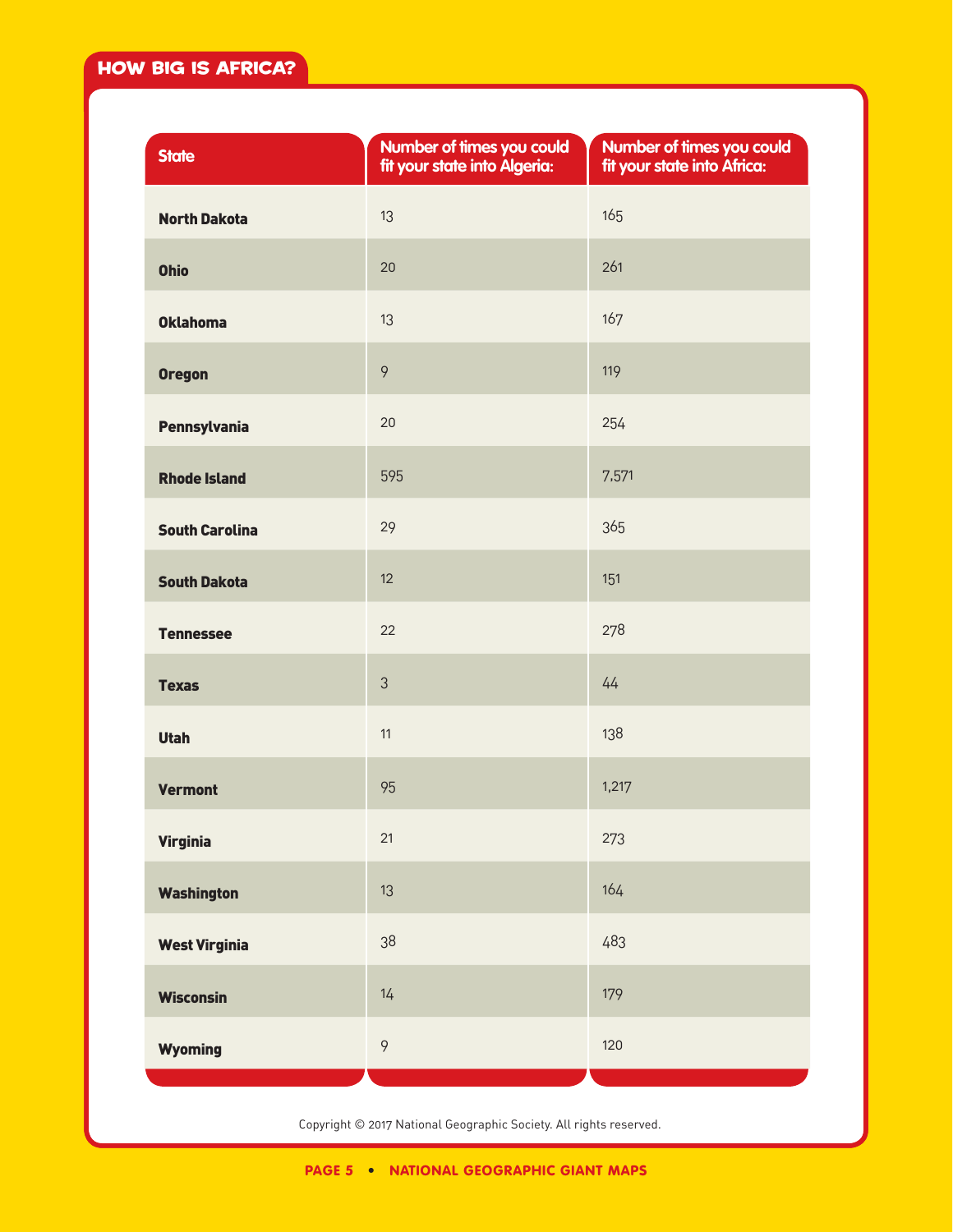## HOW BIG IS AFRICA?

| State | Number of times you could fit your state into Algeria: | Number of times you could fit your state into Africa: |
|---|---|---|
| **North Dakota** | 13 | 165 |
| **Ohio** | 20 | 261 |
| **Oklahoma** | 13 | 167 |
| **Oregon** | 9 | 119 |
| **Pennsylvania** | 20 | 254 |
| **Rhode Island** | 595 | 7,571 |
| **South Carolina** | 29 | 365 |
| **South Dakota** | 12 | 151 |
| **Tennessee** | 22 | 278 |
| **Texas** | 3 | 44 |
| **Utah** | 11 | 138 |
| **Vermont** | 95 | 1,217 |
| **Virginia** | 21 | 273 |
| **Washington** | 13 | 164 |
| **West Virginia** | 38 | 483 |
| **Wisconsin** | 14 | 179 |
| **Wyoming** | 9 | 120 |

Copyright © 2017 National Geographic Society. All rights reserved.